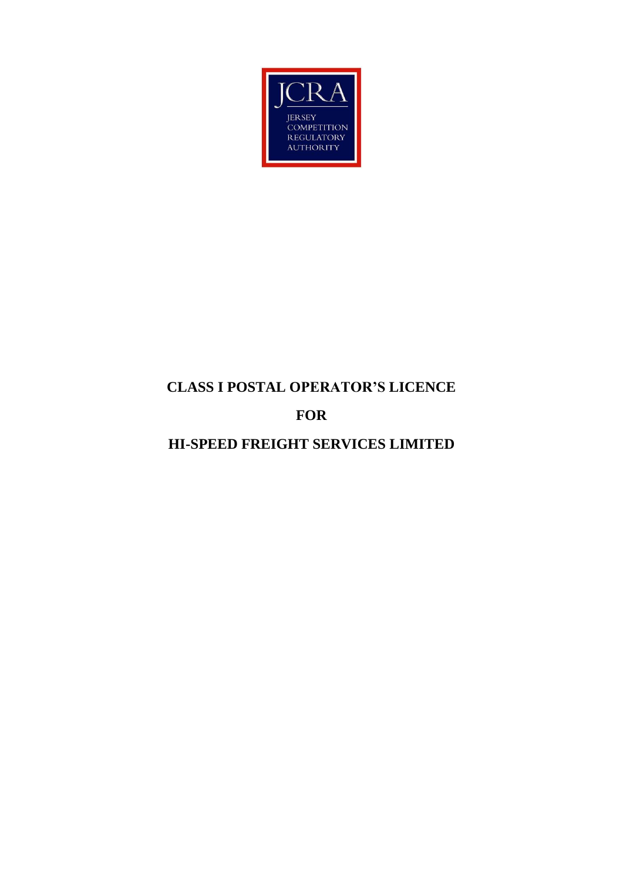JCRA

JERSEY COMPETITION REGULATORY AUTHORITY

# CLASS I POSTAL OPERATOR'S LICENCE

# FOR

# HI-SPEED FREIGHT SERVICES LIMITED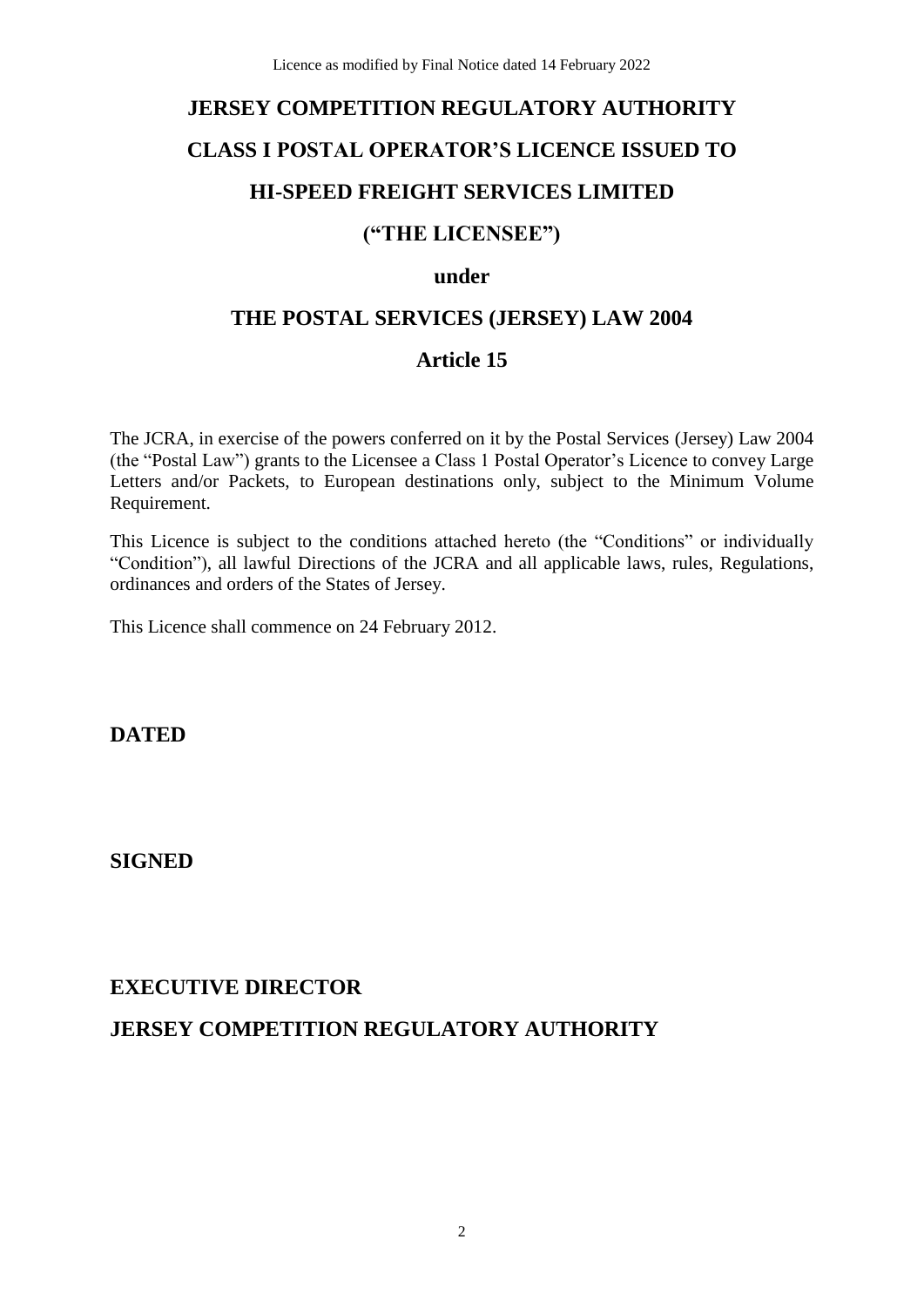# JERSEY COMPETITION REGULATORY AUTHORITY

# CLASS I POSTAL OPERATOR'S LICENCE ISSUED TO

# HI-SPEED FREIGHT SERVICES LIMITED

# ("THE LICENSEE")

## under

# THE POSTAL SERVICES (JERSEY) LAW 2004

## Article 15

The JCRA, in exercise of the powers conferred on it by the Postal Services (Jersey) Law 2004 (the "Postal Law") grants to the Licensee a Class 1 Postal Operator's Licence to convey Large Letters and/or Packets, to European destinations only, subject to the Minimum Volume Requirement.

This Licence is subject to the conditions attached hereto (the "Conditions" or individually "Condition"), all lawful Directions of the JCRA and all applicable laws, rules, Regulations, ordinances and orders of the States of Jersey.

This Licence shall commence on 24 February 2012.

**DATED**

**SIGNED**

**EXECUTIVE DIRECTOR**

**JERSEY COMPETITION REGULATORY AUTHORITY**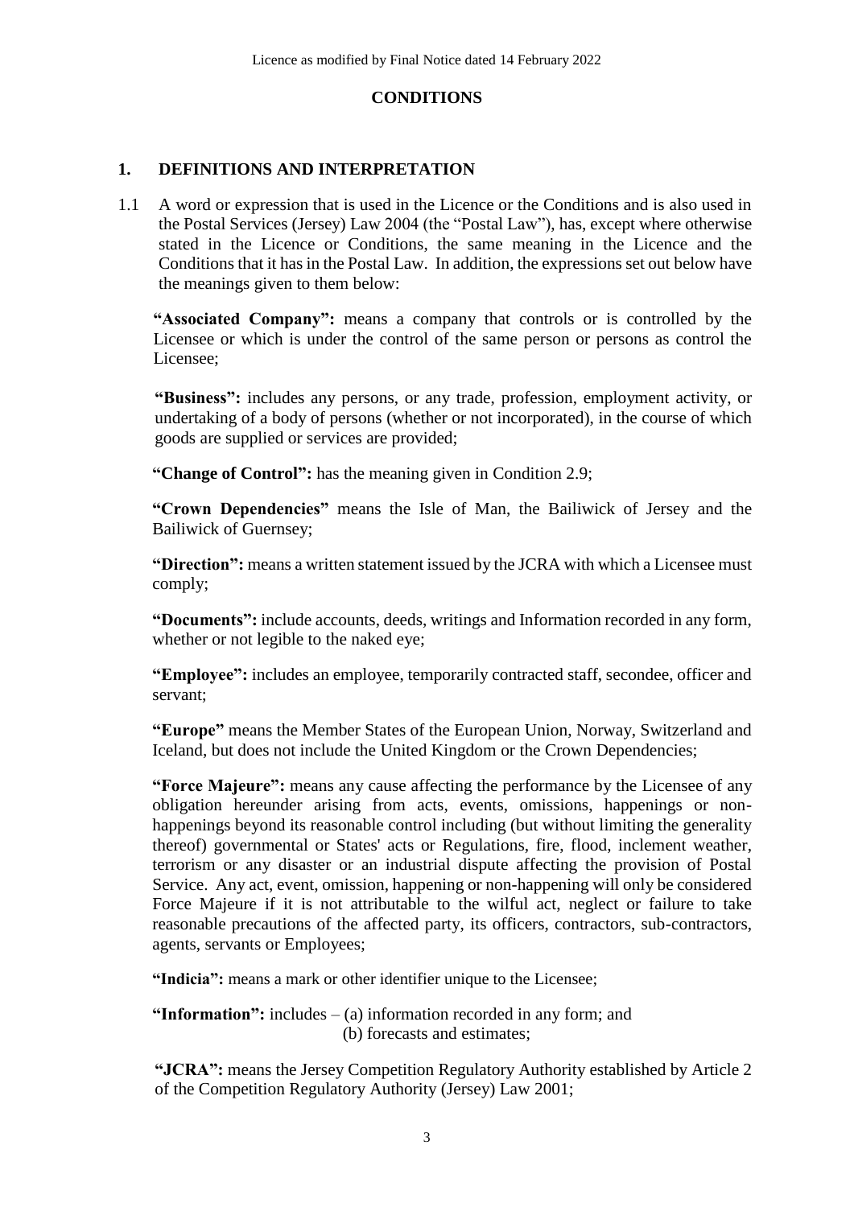## CONDITIONS

### 1. DEFINITIONS AND INTERPRETATION

1.1 A word or expression that is used in the Licence or the Conditions and is also used in the Postal Services (Jersey) Law 2004 (the "Postal Law"), has, except where otherwise stated in the Licence or Conditions, the same meaning in the Licence and the Conditions that it has in the Postal Law. In addition, the expressions set out below have the meanings given to them below:

**"Associated Company":** means a company that controls or is controlled by the Licensee or which is under the control of the same person or persons as control the Licensee;

**"Business":** includes any persons, or any trade, profession, employment activity, or undertaking of a body of persons (whether or not incorporated), in the course of which goods are supplied or services are provided;

**"Change of Control":** has the meaning given in Condition 2.9;

**"Crown Dependencies"** means the Isle of Man, the Bailiwick of Jersey and the Bailiwick of Guernsey;

**"Direction":** means a written statement issued by the JCRA with which a Licensee must comply;

**"Documents":** include accounts, deeds, writings and Information recorded in any form, whether or not legible to the naked eye;

**"Employee":** includes an employee, temporarily contracted staff, secondee, officer and servant;

**"Europe"** means the Member States of the European Union, Norway, Switzerland and Iceland, but does not include the United Kingdom or the Crown Dependencies;

**"Force Majeure":** means any cause affecting the performance by the Licensee of any obligation hereunder arising from acts, events, omissions, happenings or non-happenings beyond its reasonable control including (but without limiting the generality thereof) governmental or States' acts or Regulations, fire, flood, inclement weather, terrorism or any disaster or an industrial dispute affecting the provision of Postal Service. Any act, event, omission, happening or non-happening will only be considered Force Majeure if it is not attributable to the wilful act, neglect or failure to take reasonable precautions of the affected party, its officers, contractors, sub-contractors, agents, servants or Employees;

**"Indicia":** means a mark or other identifier unique to the Licensee;

**"Information":** includes – (a) information recorded in any form; and
(b) forecasts and estimates;

**"JCRA":** means the Jersey Competition Regulatory Authority established by Article 2 of the Competition Regulatory Authority (Jersey) Law 2001;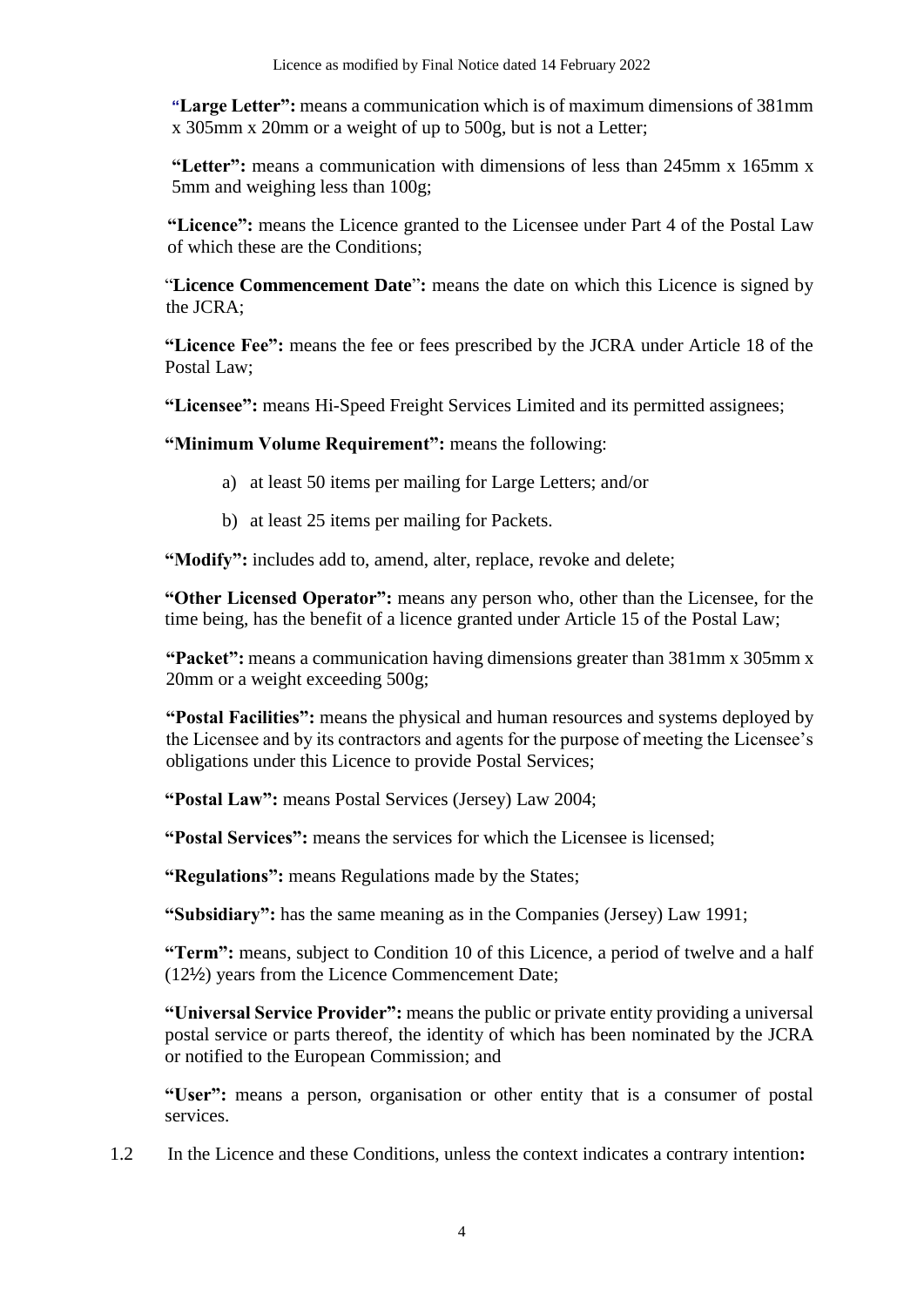**"Large Letter":** means a communication which is of maximum dimensions of 381mm x 305mm x 20mm or a weight of up to 500g, but is not a Letter;

**"Letter":** means a communication with dimensions of less than 245mm x 165mm x 5mm and weighing less than 100g;

**"Licence":** means the Licence granted to the Licensee under Part 4 of the Postal Law of which these are the Conditions;

"**Licence Commencement Date**"**:** means the date on which this Licence is signed by the JCRA;

**"Licence Fee":** means the fee or fees prescribed by the JCRA under Article 18 of the Postal Law;

**"Licensee":** means Hi-Speed Freight Services Limited and its permitted assignees;

**"Minimum Volume Requirement":** means the following:

a) at least 50 items per mailing for Large Letters; and/or

b) at least 25 items per mailing for Packets.

**"Modify":** includes add to, amend, alter, replace, revoke and delete;

**"Other Licensed Operator":** means any person who, other than the Licensee, for the time being, has the benefit of a licence granted under Article 15 of the Postal Law;

**"Packet":** means a communication having dimensions greater than 381mm x 305mm x 20mm or a weight exceeding 500g;

**"Postal Facilities":** means the physical and human resources and systems deployed by the Licensee and by its contractors and agents for the purpose of meeting the Licensee's obligations under this Licence to provide Postal Services;

**"Postal Law":** means Postal Services (Jersey) Law 2004;

**"Postal Services":** means the services for which the Licensee is licensed;

**"Regulations":** means Regulations made by the States;

**"Subsidiary":** has the same meaning as in the Companies (Jersey) Law 1991;

**"Term":** means, subject to Condition 10 of this Licence, a period of twelve and a half (12½) years from the Licence Commencement Date;

**"Universal Service Provider":** means the public or private entity providing a universal postal service or parts thereof, the identity of which has been nominated by the JCRA or notified to the European Commission; and

**"User":** means a person, organisation or other entity that is a consumer of postal services.

1.2 In the Licence and these Conditions, unless the context indicates a contrary intention**:**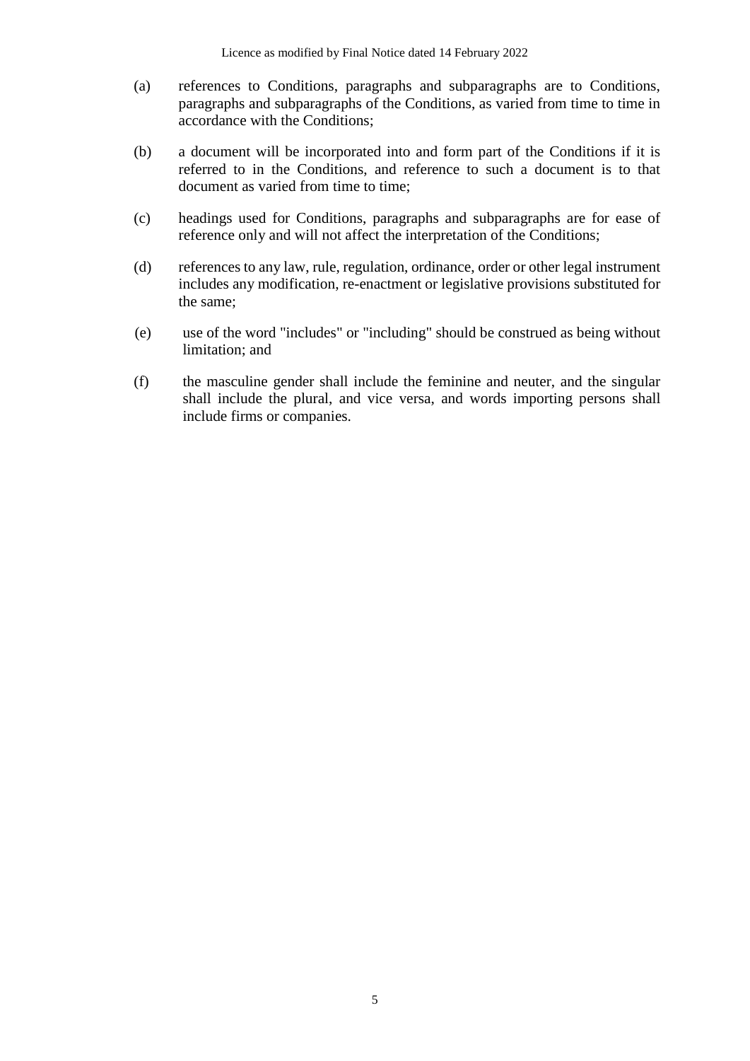(a) references to Conditions, paragraphs and subparagraphs are to Conditions, paragraphs and subparagraphs of the Conditions, as varied from time to time in accordance with the Conditions;

(b) a document will be incorporated into and form part of the Conditions if it is referred to in the Conditions, and reference to such a document is to that document as varied from time to time;

(c) headings used for Conditions, paragraphs and subparagraphs are for ease of reference only and will not affect the interpretation of the Conditions;

(d) references to any law, rule, regulation, ordinance, order or other legal instrument includes any modification, re-enactment or legislative provisions substituted for the same;

(e) use of the word "includes" or "including" should be construed as being without limitation; and

(f) the masculine gender shall include the feminine and neuter, and the singular shall include the plural, and vice versa, and words importing persons shall include firms or companies.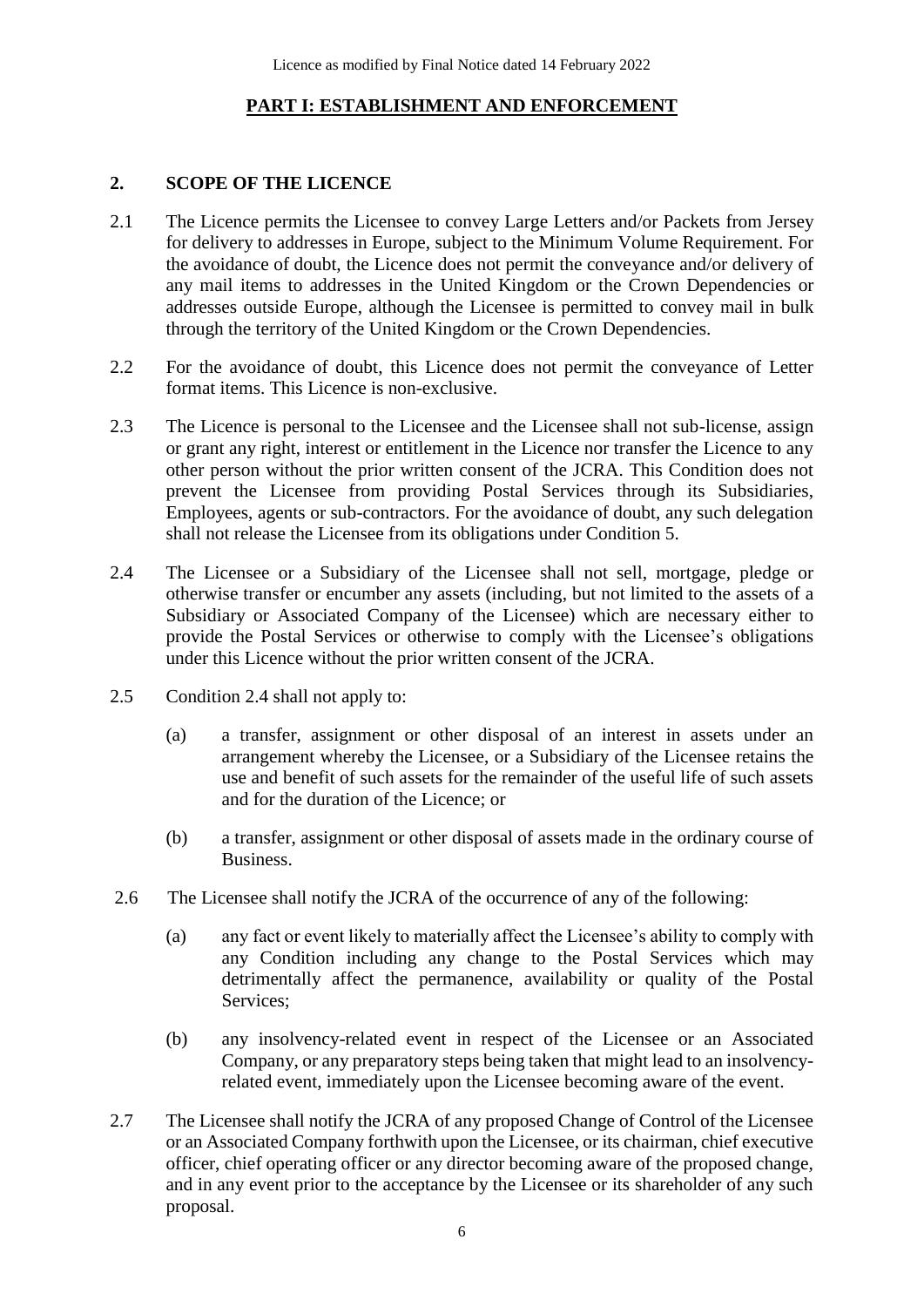## PART I: ESTABLISHMENT AND ENFORCEMENT

### 2. SCOPE OF THE LICENCE

2.1 The Licence permits the Licensee to convey Large Letters and/or Packets from Jersey for delivery to addresses in Europe, subject to the Minimum Volume Requirement. For the avoidance of doubt, the Licence does not permit the conveyance and/or delivery of any mail items to addresses in the United Kingdom or the Crown Dependencies or addresses outside Europe, although the Licensee is permitted to convey mail in bulk through the territory of the United Kingdom or the Crown Dependencies.

2.2 For the avoidance of doubt, this Licence does not permit the conveyance of Letter format items. This Licence is non-exclusive.

2.3 The Licence is personal to the Licensee and the Licensee shall not sub-license, assign or grant any right, interest or entitlement in the Licence nor transfer the Licence to any other person without the prior written consent of the JCRA. This Condition does not prevent the Licensee from providing Postal Services through its Subsidiaries, Employees, agents or sub-contractors. For the avoidance of doubt, any such delegation shall not release the Licensee from its obligations under Condition 5.

2.4 The Licensee or a Subsidiary of the Licensee shall not sell, mortgage, pledge or otherwise transfer or encumber any assets (including, but not limited to the assets of a Subsidiary or Associated Company of the Licensee) which are necessary either to provide the Postal Services or otherwise to comply with the Licensee's obligations under this Licence without the prior written consent of the JCRA.

2.5 Condition 2.4 shall not apply to:

(a) a transfer, assignment or other disposal of an interest in assets under an arrangement whereby the Licensee, or a Subsidiary of the Licensee retains the use and benefit of such assets for the remainder of the useful life of such assets and for the duration of the Licence; or

(b) a transfer, assignment or other disposal of assets made in the ordinary course of Business.

2.6 The Licensee shall notify the JCRA of the occurrence of any of the following:

(a) any fact or event likely to materially affect the Licensee's ability to comply with any Condition including any change to the Postal Services which may detrimentally affect the permanence, availability or quality of the Postal Services;

(b) any insolvency-related event in respect of the Licensee or an Associated Company, or any preparatory steps being taken that might lead to an insolvency-related event, immediately upon the Licensee becoming aware of the event.

2.7 The Licensee shall notify the JCRA of any proposed Change of Control of the Licensee or an Associated Company forthwith upon the Licensee, or its chairman, chief executive officer, chief operating officer or any director becoming aware of the proposed change, and in any event prior to the acceptance by the Licensee or its shareholder of any such proposal.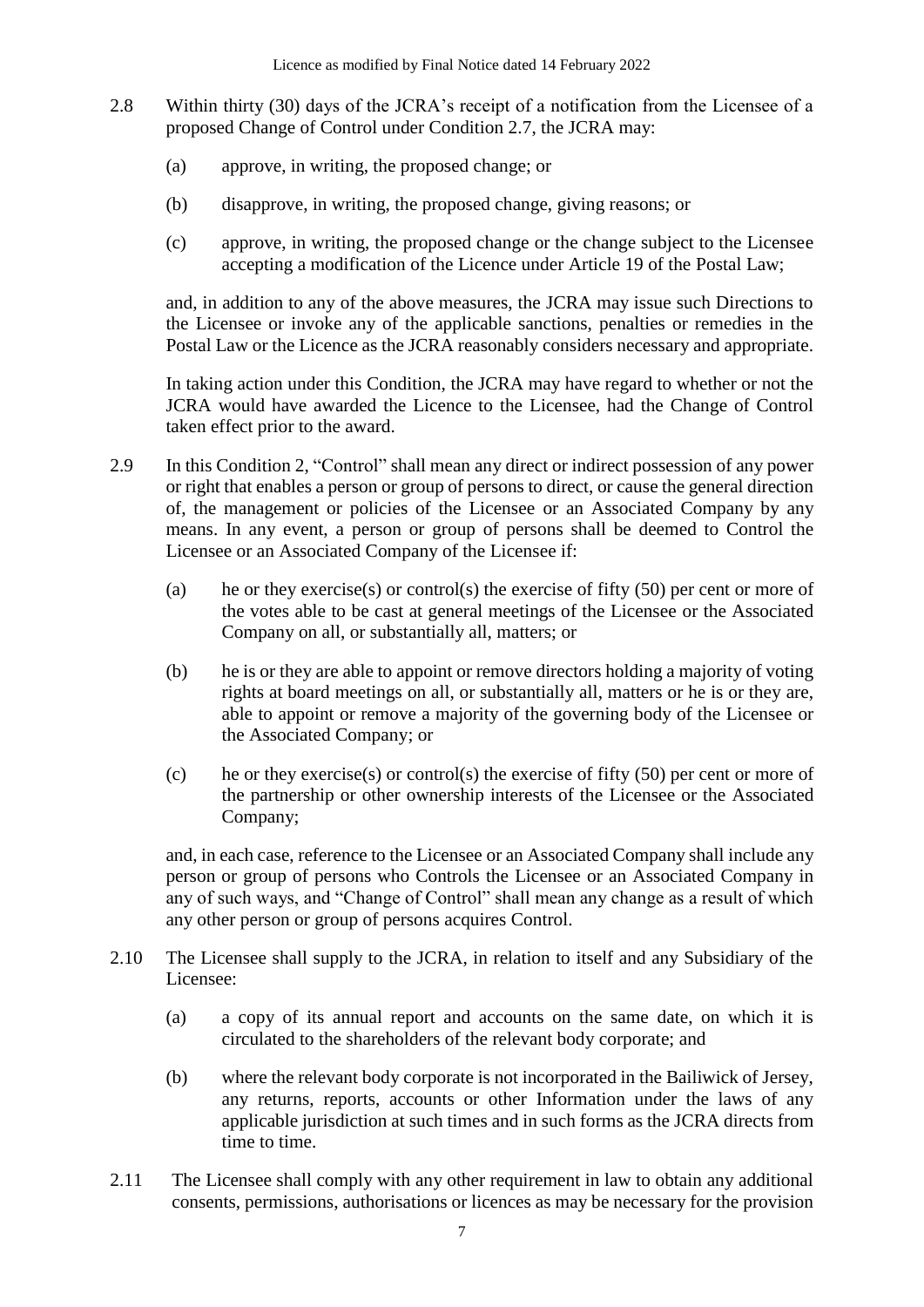2.8 Within thirty (30) days of the JCRA's receipt of a notification from the Licensee of a proposed Change of Control under Condition 2.7, the JCRA may:

  (a) approve, in writing, the proposed change; or

  (b) disapprove, in writing, the proposed change, giving reasons; or

  (c) approve, in writing, the proposed change or the change subject to the Licensee accepting a modification of the Licence under Article 19 of the Postal Law;

  and, in addition to any of the above measures, the JCRA may issue such Directions to the Licensee or invoke any of the applicable sanctions, penalties or remedies in the Postal Law or the Licence as the JCRA reasonably considers necessary and appropriate.

  In taking action under this Condition, the JCRA may have regard to whether or not the JCRA would have awarded the Licence to the Licensee, had the Change of Control taken effect prior to the award.

2.9 In this Condition 2, "Control" shall mean any direct or indirect possession of any power or right that enables a person or group of persons to direct, or cause the general direction of, the management or policies of the Licensee or an Associated Company by any means. In any event, a person or group of persons shall be deemed to Control the Licensee or an Associated Company of the Licensee if:

  (a) he or they exercise(s) or control(s) the exercise of fifty (50) per cent or more of the votes able to be cast at general meetings of the Licensee or the Associated Company on all, or substantially all, matters; or

  (b) he is or they are able to appoint or remove directors holding a majority of voting rights at board meetings on all, or substantially all, matters or he is or they are, able to appoint or remove a majority of the governing body of the Licensee or the Associated Company; or

  (c) he or they exercise(s) or control(s) the exercise of fifty (50) per cent or more of the partnership or other ownership interests of the Licensee or the Associated Company;

  and, in each case, reference to the Licensee or an Associated Company shall include any person or group of persons who Controls the Licensee or an Associated Company in any of such ways, and "Change of Control" shall mean any change as a result of which any other person or group of persons acquires Control.

2.10 The Licensee shall supply to the JCRA, in relation to itself and any Subsidiary of the Licensee:

  (a) a copy of its annual report and accounts on the same date, on which it is circulated to the shareholders of the relevant body corporate; and

  (b) where the relevant body corporate is not incorporated in the Bailiwick of Jersey, any returns, reports, accounts or other Information under the laws of any applicable jurisdiction at such times and in such forms as the JCRA directs from time to time.

2.11 The Licensee shall comply with any other requirement in law to obtain any additional consents, permissions, authorisations or licences as may be necessary for the provision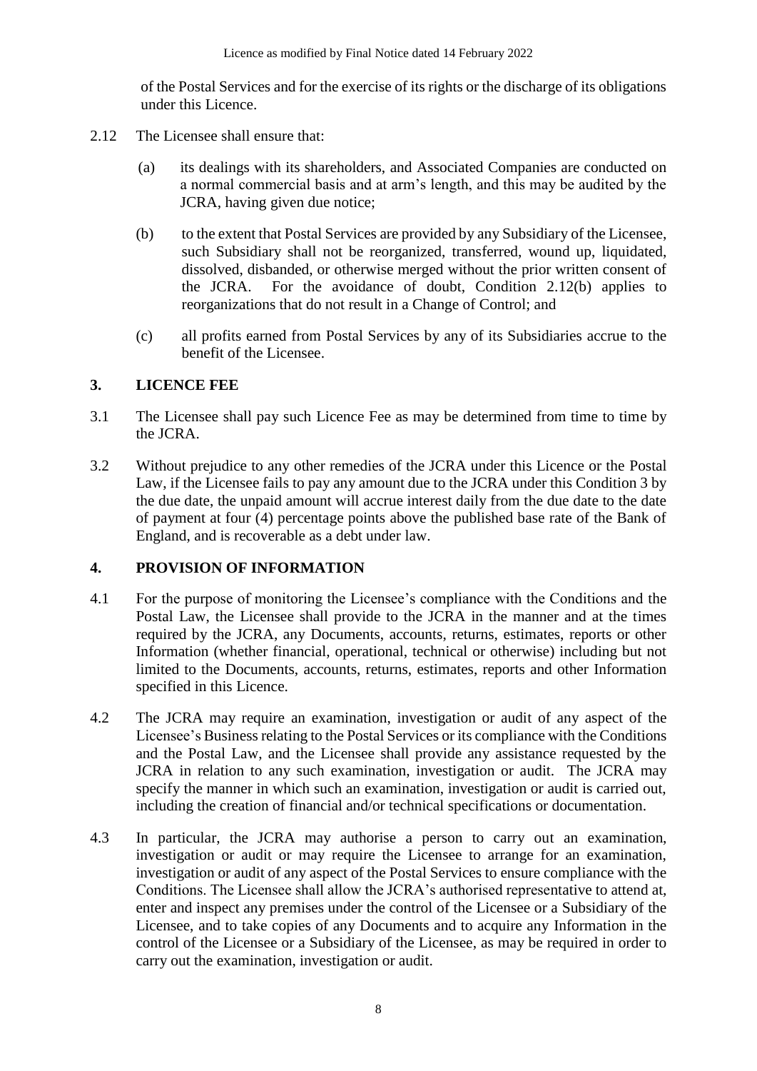of the Postal Services and for the exercise of its rights or the discharge of its obligations under this Licence.

2.12 The Licensee shall ensure that:

(a) its dealings with its shareholders, and Associated Companies are conducted on a normal commercial basis and at arm's length, and this may be audited by the JCRA, having given due notice;

(b) to the extent that Postal Services are provided by any Subsidiary of the Licensee, such Subsidiary shall not be reorganized, transferred, wound up, liquidated, dissolved, disbanded, or otherwise merged without the prior written consent of the JCRA. For the avoidance of doubt, Condition 2.12(b) applies to reorganizations that do not result in a Change of Control; and

(c) all profits earned from Postal Services by any of its Subsidiaries accrue to the benefit of the Licensee.

## 3. LICENCE FEE

3.1 The Licensee shall pay such Licence Fee as may be determined from time to time by the JCRA.

3.2 Without prejudice to any other remedies of the JCRA under this Licence or the Postal Law, if the Licensee fails to pay any amount due to the JCRA under this Condition 3 by the due date, the unpaid amount will accrue interest daily from the due date to the date of payment at four (4) percentage points above the published base rate of the Bank of England, and is recoverable as a debt under law.

## 4. PROVISION OF INFORMATION

4.1 For the purpose of monitoring the Licensee's compliance with the Conditions and the Postal Law, the Licensee shall provide to the JCRA in the manner and at the times required by the JCRA, any Documents, accounts, returns, estimates, reports or other Information (whether financial, operational, technical or otherwise) including but not limited to the Documents, accounts, returns, estimates, reports and other Information specified in this Licence.

4.2 The JCRA may require an examination, investigation or audit of any aspect of the Licensee's Business relating to the Postal Services or its compliance with the Conditions and the Postal Law, and the Licensee shall provide any assistance requested by the JCRA in relation to any such examination, investigation or audit. The JCRA may specify the manner in which such an examination, investigation or audit is carried out, including the creation of financial and/or technical specifications or documentation.

4.3 In particular, the JCRA may authorise a person to carry out an examination, investigation or audit or may require the Licensee to arrange for an examination, investigation or audit of any aspect of the Postal Services to ensure compliance with the Conditions. The Licensee shall allow the JCRA's authorised representative to attend at, enter and inspect any premises under the control of the Licensee or a Subsidiary of the Licensee, and to take copies of any Documents and to acquire any Information in the control of the Licensee or a Subsidiary of the Licensee, as may be required in order to carry out the examination, investigation or audit.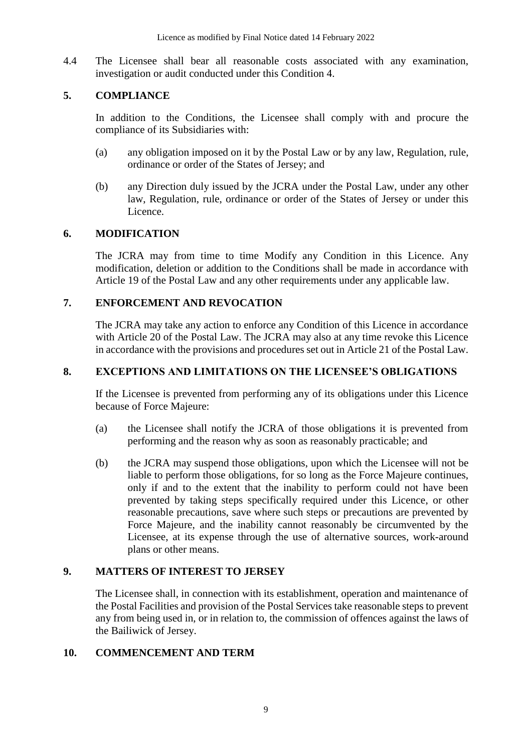4.4 The Licensee shall bear all reasonable costs associated with any examination, investigation or audit conducted under this Condition 4.

## 5. COMPLIANCE

In addition to the Conditions, the Licensee shall comply with and procure the compliance of its Subsidiaries with:

(a) any obligation imposed on it by the Postal Law or by any law, Regulation, rule, ordinance or order of the States of Jersey; and

(b) any Direction duly issued by the JCRA under the Postal Law, under any other law, Regulation, rule, ordinance or order of the States of Jersey or under this Licence.

## 6. MODIFICATION

The JCRA may from time to time Modify any Condition in this Licence. Any modification, deletion or addition to the Conditions shall be made in accordance with Article 19 of the Postal Law and any other requirements under any applicable law.

## 7. ENFORCEMENT AND REVOCATION

The JCRA may take any action to enforce any Condition of this Licence in accordance with Article 20 of the Postal Law. The JCRA may also at any time revoke this Licence in accordance with the provisions and procedures set out in Article 21 of the Postal Law.

## 8. EXCEPTIONS AND LIMITATIONS ON THE LICENSEE'S OBLIGATIONS

If the Licensee is prevented from performing any of its obligations under this Licence because of Force Majeure:

(a) the Licensee shall notify the JCRA of those obligations it is prevented from performing and the reason why as soon as reasonably practicable; and

(b) the JCRA may suspend those obligations, upon which the Licensee will not be liable to perform those obligations, for so long as the Force Majeure continues, only if and to the extent that the inability to perform could not have been prevented by taking steps specifically required under this Licence, or other reasonable precautions, save where such steps or precautions are prevented by Force Majeure, and the inability cannot reasonably be circumvented by the Licensee, at its expense through the use of alternative sources, work-around plans or other means.

## 9. MATTERS OF INTEREST TO JERSEY

The Licensee shall, in connection with its establishment, operation and maintenance of the Postal Facilities and provision of the Postal Services take reasonable steps to prevent any from being used in, or in relation to, the commission of offences against the laws of the Bailiwick of Jersey.

## 10. COMMENCEMENT AND TERM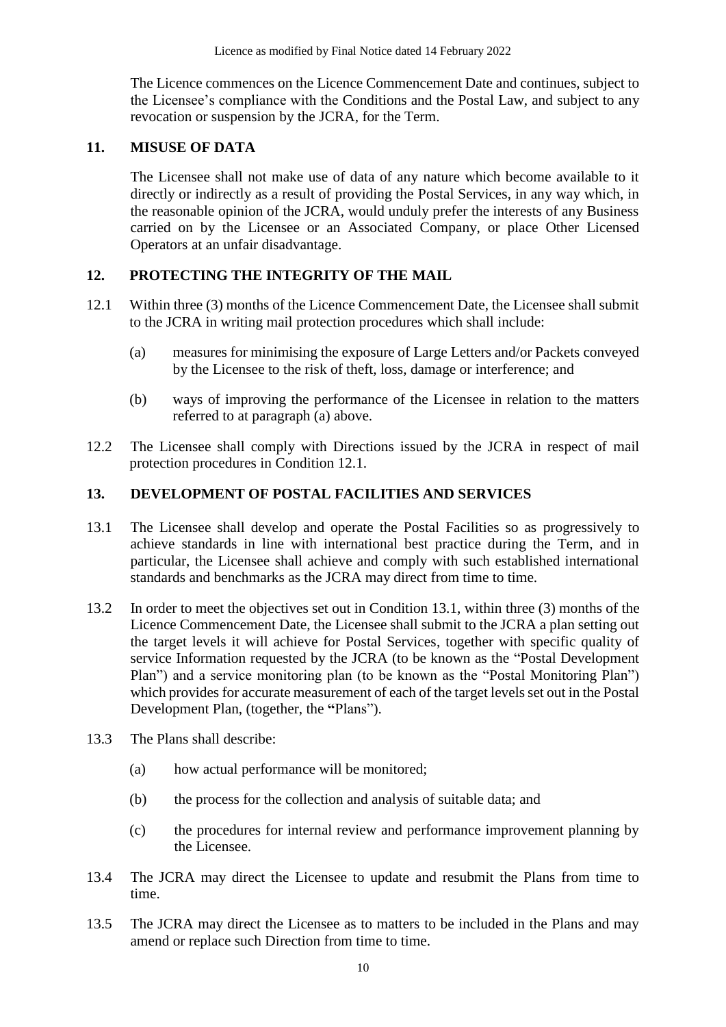The Licence commences on the Licence Commencement Date and continues, subject to the Licensee's compliance with the Conditions and the Postal Law, and subject to any revocation or suspension by the JCRA, for the Term.

## 11. MISUSE OF DATA

The Licensee shall not make use of data of any nature which become available to it directly or indirectly as a result of providing the Postal Services, in any way which, in the reasonable opinion of the JCRA, would unduly prefer the interests of any Business carried on by the Licensee or an Associated Company, or place Other Licensed Operators at an unfair disadvantage.

## 12. PROTECTING THE INTEGRITY OF THE MAIL

12.1 Within three (3) months of the Licence Commencement Date, the Licensee shall submit to the JCRA in writing mail protection procedures which shall include:

(a) measures for minimising the exposure of Large Letters and/or Packets conveyed by the Licensee to the risk of theft, loss, damage or interference; and

(b) ways of improving the performance of the Licensee in relation to the matters referred to at paragraph (a) above.

12.2 The Licensee shall comply with Directions issued by the JCRA in respect of mail protection procedures in Condition 12.1.

## 13. DEVELOPMENT OF POSTAL FACILITIES AND SERVICES

13.1 The Licensee shall develop and operate the Postal Facilities so as progressively to achieve standards in line with international best practice during the Term, and in particular, the Licensee shall achieve and comply with such established international standards and benchmarks as the JCRA may direct from time to time.

13.2 In order to meet the objectives set out in Condition 13.1, within three (3) months of the Licence Commencement Date, the Licensee shall submit to the JCRA a plan setting out the target levels it will achieve for Postal Services, together with specific quality of service Information requested by the JCRA (to be known as the "Postal Development Plan") and a service monitoring plan (to be known as the "Postal Monitoring Plan") which provides for accurate measurement of each of the target levels set out in the Postal Development Plan, (together, the **"**Plans").

13.3 The Plans shall describe:

(a) how actual performance will be monitored;

(b) the process for the collection and analysis of suitable data; and

(c) the procedures for internal review and performance improvement planning by the Licensee.

13.4 The JCRA may direct the Licensee to update and resubmit the Plans from time to time.

13.5 The JCRA may direct the Licensee as to matters to be included in the Plans and may amend or replace such Direction from time to time.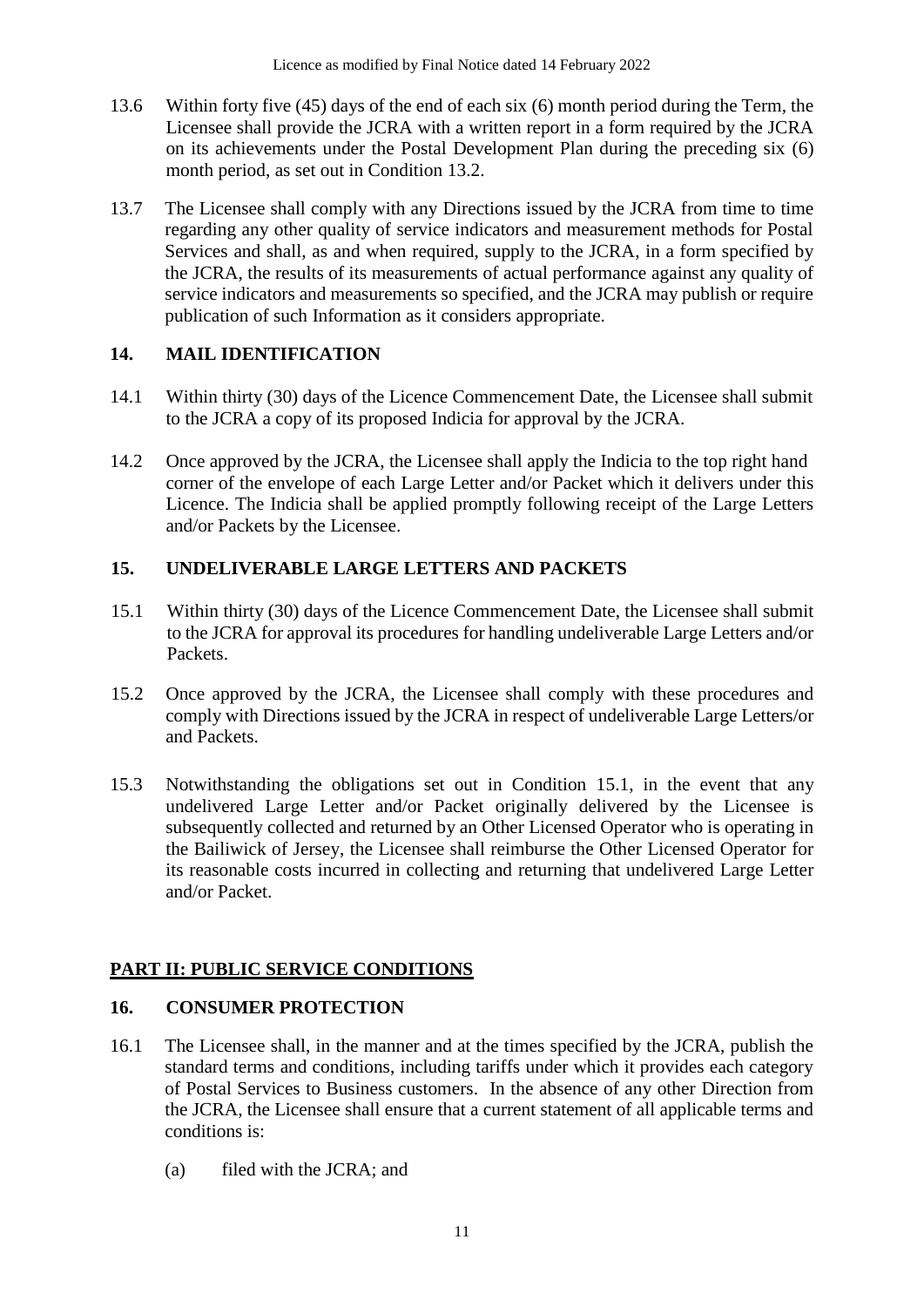13.6 Within forty five (45) days of the end of each six (6) month period during the Term, the Licensee shall provide the JCRA with a written report in a form required by the JCRA on its achievements under the Postal Development Plan during the preceding six (6) month period, as set out in Condition 13.2.

13.7 The Licensee shall comply with any Directions issued by the JCRA from time to time regarding any other quality of service indicators and measurement methods for Postal Services and shall, as and when required, supply to the JCRA, in a form specified by the JCRA, the results of its measurements of actual performance against any quality of service indicators and measurements so specified, and the JCRA may publish or require publication of such Information as it considers appropriate.

## 14. MAIL IDENTIFICATION

14.1 Within thirty (30) days of the Licence Commencement Date, the Licensee shall submit to the JCRA a copy of its proposed Indicia for approval by the JCRA.

14.2 Once approved by the JCRA, the Licensee shall apply the Indicia to the top right hand corner of the envelope of each Large Letter and/or Packet which it delivers under this Licence. The Indicia shall be applied promptly following receipt of the Large Letters and/or Packets by the Licensee.

## 15. UNDELIVERABLE LARGE LETTERS AND PACKETS

15.1 Within thirty (30) days of the Licence Commencement Date, the Licensee shall submit to the JCRA for approval its procedures for handling undeliverable Large Letters and/or Packets.

15.2 Once approved by the JCRA, the Licensee shall comply with these procedures and comply with Directions issued by the JCRA in respect of undeliverable Large Letters/or and Packets.

15.3 Notwithstanding the obligations set out in Condition 15.1, in the event that any undelivered Large Letter and/or Packet originally delivered by the Licensee is subsequently collected and returned by an Other Licensed Operator who is operating in the Bailiwick of Jersey, the Licensee shall reimburse the Other Licensed Operator for its reasonable costs incurred in collecting and returning that undelivered Large Letter and/or Packet.

## PART II: PUBLIC SERVICE CONDITIONS

## 16. CONSUMER PROTECTION

16.1 The Licensee shall, in the manner and at the times specified by the JCRA, publish the standard terms and conditions, including tariffs under which it provides each category of Postal Services to Business customers. In the absence of any other Direction from the JCRA, the Licensee shall ensure that a current statement of all applicable terms and conditions is:

(a) filed with the JCRA; and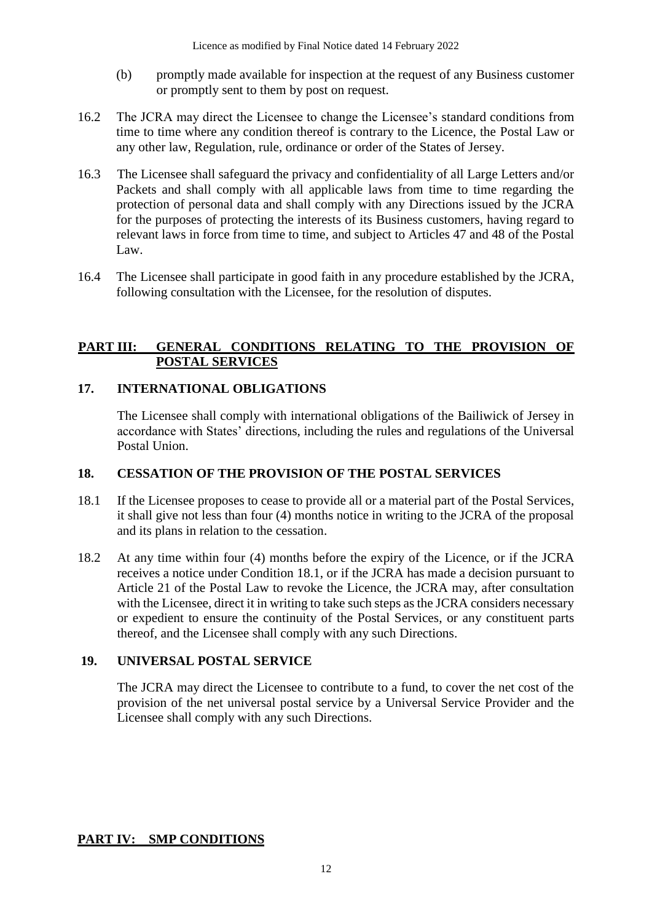(b) promptly made available for inspection at the request of any Business customer or promptly sent to them by post on request.

16.2 The JCRA may direct the Licensee to change the Licensee's standard conditions from time to time where any condition thereof is contrary to the Licence, the Postal Law or any other law, Regulation, rule, ordinance or order of the States of Jersey.

16.3 The Licensee shall safeguard the privacy and confidentiality of all Large Letters and/or Packets and shall comply with all applicable laws from time to time regarding the protection of personal data and shall comply with any Directions issued by the JCRA for the purposes of protecting the interests of its Business customers, having regard to relevant laws in force from time to time, and subject to Articles 47 and 48 of the Postal Law.

16.4 The Licensee shall participate in good faith in any procedure established by the JCRA, following consultation with the Licensee, for the resolution of disputes.

## PART III: GENERAL CONDITIONS RELATING TO THE PROVISION OF POSTAL SERVICES

### 17. INTERNATIONAL OBLIGATIONS

The Licensee shall comply with international obligations of the Bailiwick of Jersey in accordance with States' directions, including the rules and regulations of the Universal Postal Union.

### 18. CESSATION OF THE PROVISION OF THE POSTAL SERVICES

18.1 If the Licensee proposes to cease to provide all or a material part of the Postal Services, it shall give not less than four (4) months notice in writing to the JCRA of the proposal and its plans in relation to the cessation.

18.2 At any time within four (4) months before the expiry of the Licence, or if the JCRA receives a notice under Condition 18.1, or if the JCRA has made a decision pursuant to Article 21 of the Postal Law to revoke the Licence, the JCRA may, after consultation with the Licensee, direct it in writing to take such steps as the JCRA considers necessary or expedient to ensure the continuity of the Postal Services, or any constituent parts thereof, and the Licensee shall comply with any such Directions.

### 19. UNIVERSAL POSTAL SERVICE

The JCRA may direct the Licensee to contribute to a fund, to cover the net cost of the provision of the net universal postal service by a Universal Service Provider and the Licensee shall comply with any such Directions.

## PART IV: SMP CONDITIONS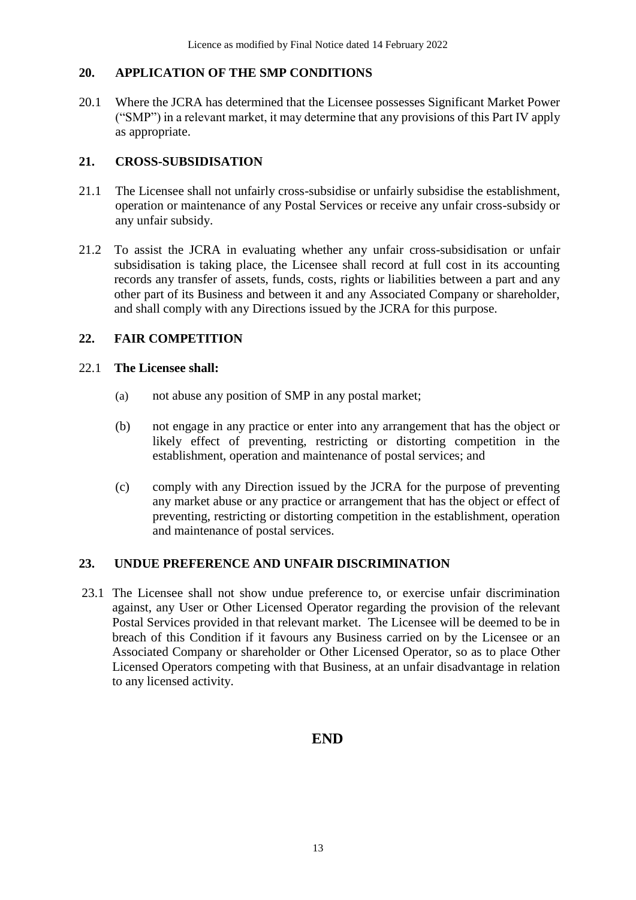## 20. APPLICATION OF THE SMP CONDITIONS

20.1 Where the JCRA has determined that the Licensee possesses Significant Market Power ("SMP") in a relevant market, it may determine that any provisions of this Part IV apply as appropriate.

## 21. CROSS-SUBSIDISATION

21.1 The Licensee shall not unfairly cross-subsidise or unfairly subsidise the establishment, operation or maintenance of any Postal Services or receive any unfair cross-subsidy or any unfair subsidy.

21.2 To assist the JCRA in evaluating whether any unfair cross-subsidisation or unfair subsidisation is taking place, the Licensee shall record at full cost in its accounting records any transfer of assets, funds, costs, rights or liabilities between a part and any other part of its Business and between it and any Associated Company or shareholder, and shall comply with any Directions issued by the JCRA for this purpose.

## 22. FAIR COMPETITION

22.1 **The Licensee shall:**

(a) not abuse any position of SMP in any postal market;

(b) not engage in any practice or enter into any arrangement that has the object or likely effect of preventing, restricting or distorting competition in the establishment, operation and maintenance of postal services; and

(c) comply with any Direction issued by the JCRA for the purpose of preventing any market abuse or any practice or arrangement that has the object or effect of preventing, restricting or distorting competition in the establishment, operation and maintenance of postal services.

## 23. UNDUE PREFERENCE AND UNFAIR DISCRIMINATION

23.1 The Licensee shall not show undue preference to, or exercise unfair discrimination against, any User or Other Licensed Operator regarding the provision of the relevant Postal Services provided in that relevant market. The Licensee will be deemed to be in breach of this Condition if it favours any Business carried on by the Licensee or an Associated Company or shareholder or Other Licensed Operator, so as to place Other Licensed Operators competing with that Business, at an unfair disadvantage in relation to any licensed activity.

**END**